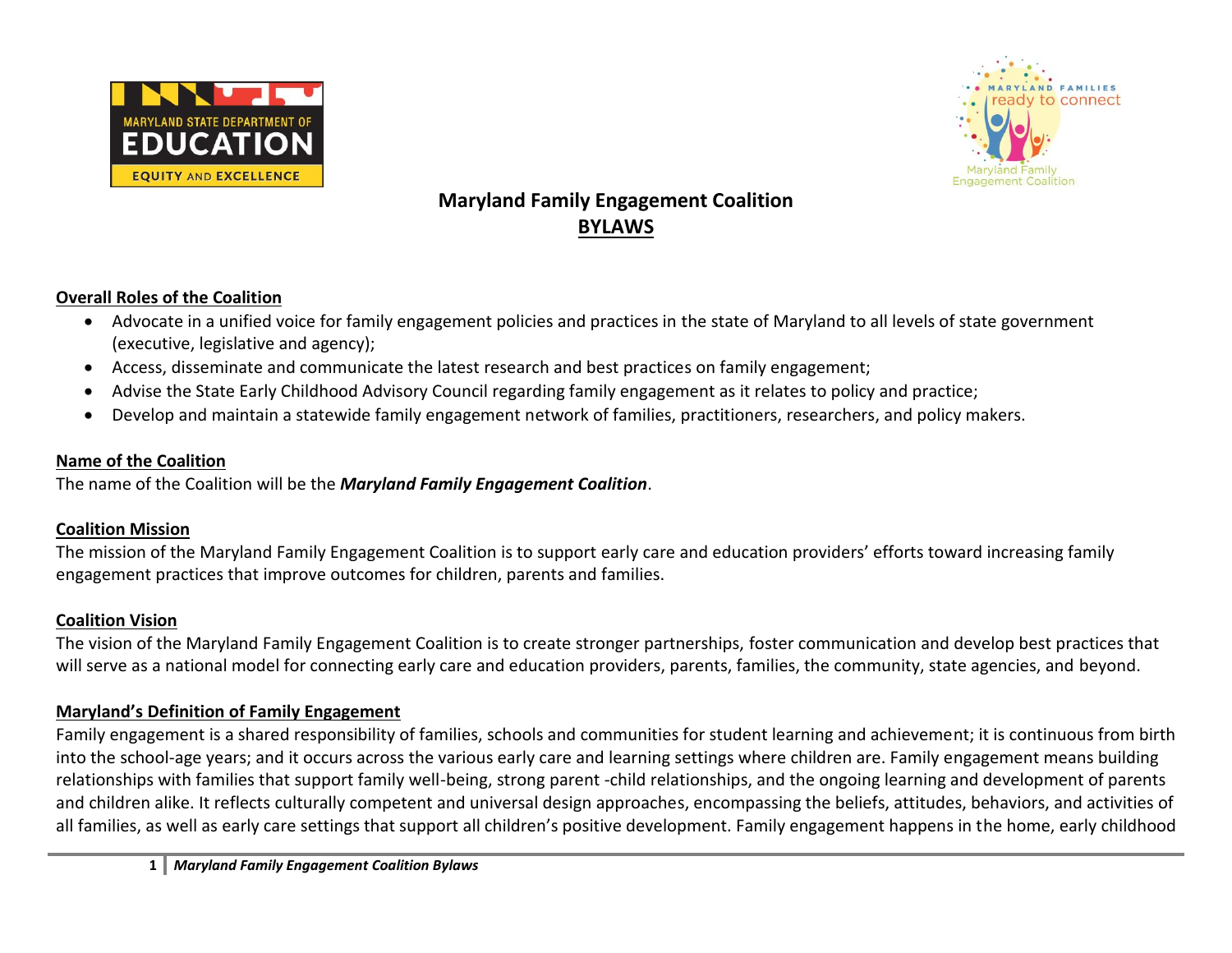# Maryland Family Engagement Coalition
## BYLAWS

**Overall Roles of the Coalition**

- Advocate in a unified voice for family engagement policies and practices in the state of Maryland to all levels of state government (executive, legislative and agency);
- Access, disseminate and communicate the latest research and best practices on family engagement;
- Advise the State Early Childhood Advisory Council regarding family engagement as it relates to policy and practice;
- Develop and maintain a statewide family engagement network of families, practitioners, researchers, and policy makers.

**Name of the Coalition**

The name of the Coalition will be the ***Maryland Family Engagement Coalition***.

**Coalition Mission**

The mission of the Maryland Family Engagement Coalition is to support early care and education providers' efforts toward increasing family engagement practices that improve outcomes for children, parents and families.

**Coalition Vision**

The vision of the Maryland Family Engagement Coalition is to create stronger partnerships, foster communication and develop best practices that will serve as a national model for connecting early care and education providers, parents, families, the community, state agencies, and beyond.

**Maryland's Definition of Family Engagement**

Family engagement is a shared responsibility of families, schools and communities for student learning and achievement; it is continuous from birth into the school-age years; and it occurs across the various early care and learning settings where children are. Family engagement means building relationships with families that support family well-being, strong parent -child relationships, and the ongoing learning and development of parents and children alike. It reflects culturally competent and universal design approaches, encompassing the beliefs, attitudes, behaviors, and activities of all families, as well as early care settings that support all children's positive development. Family engagement happens in the home, early childhood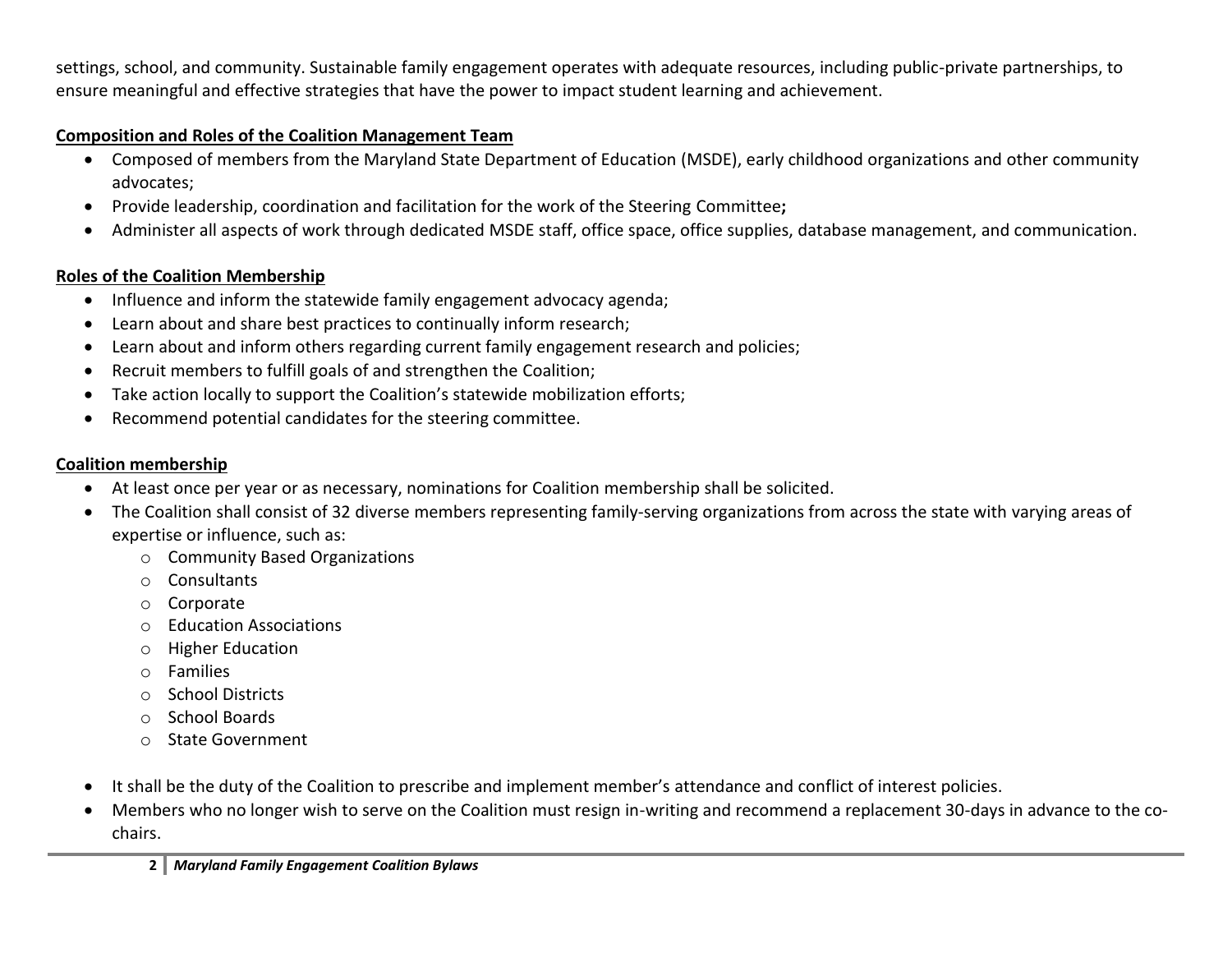settings, school, and community. Sustainable family engagement operates with adequate resources, including public-private partnerships, to ensure meaningful and effective strategies that have the power to impact student learning and achievement.

**Composition and Roles of the Coalition Management Team**

- Composed of members from the Maryland State Department of Education (MSDE), early childhood organizations and other community advocates;
- Provide leadership, coordination and facilitation for the work of the Steering Committee**;**
- Administer all aspects of work through dedicated MSDE staff, office space, office supplies, database management, and communication.

**Roles of the Coalition Membership**

- Influence and inform the statewide family engagement advocacy agenda;
- Learn about and share best practices to continually inform research;
- Learn about and inform others regarding current family engagement research and policies;
- Recruit members to fulfill goals of and strengthen the Coalition;
- Take action locally to support the Coalition's statewide mobilization efforts;
- Recommend potential candidates for the steering committee.

**Coalition membership**

- At least once per year or as necessary, nominations for Coalition membership shall be solicited.
- The Coalition shall consist of 32 diverse members representing family-serving organizations from across the state with varying areas of expertise or influence, such as:
  - Community Based Organizations
  - Consultants
  - Corporate
  - Education Associations
  - Higher Education
  - Families
  - School Districts
  - School Boards
  - State Government
- It shall be the duty of the Coalition to prescribe and implement member's attendance and conflict of interest policies.
- Members who no longer wish to serve on the Coalition must resign in-writing and recommend a replacement 30-days in advance to the co-chairs.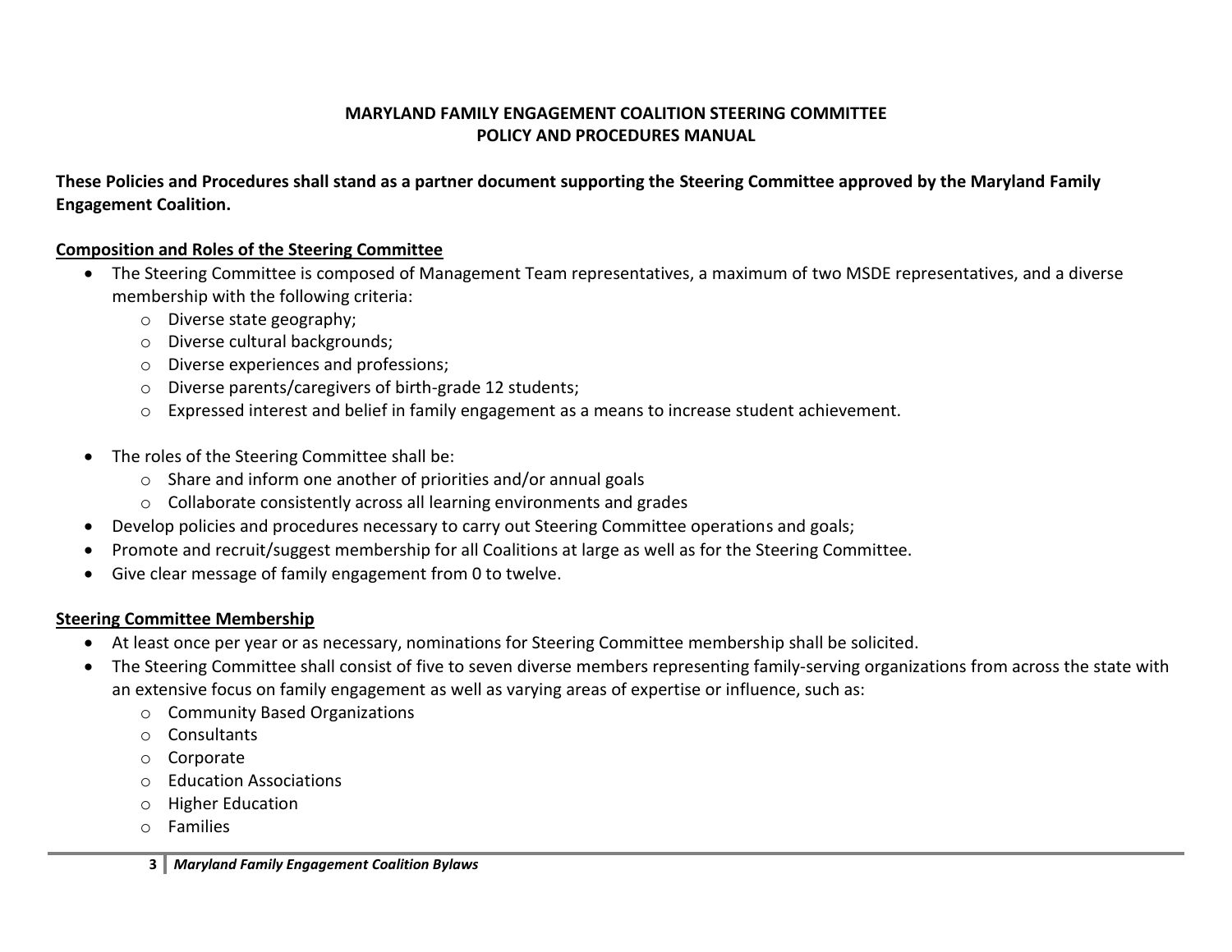**MARYLAND FAMILY ENGAGEMENT COALITION STEERING COMMITTEE**
**POLICY AND PROCEDURES MANUAL**

**These Policies and Procedures shall stand as a partner document supporting the Steering Committee approved by the Maryland Family Engagement Coalition.**

**<u>Composition and Roles of the Steering Committee</u>**

- The Steering Committee is composed of Management Team representatives, a maximum of two MSDE representatives, and a diverse membership with the following criteria:
  - Diverse state geography;
  - Diverse cultural backgrounds;
  - Diverse experiences and professions;
  - Diverse parents/caregivers of birth-grade 12 students;
  - Expressed interest and belief in family engagement as a means to increase student achievement.

- The roles of the Steering Committee shall be:
  - Share and inform one another of priorities and/or annual goals
  - Collaborate consistently across all learning environments and grades
- Develop policies and procedures necessary to carry out Steering Committee operations and goals;
- Promote and recruit/suggest membership for all Coalitions at large as well as for the Steering Committee.
- Give clear message of family engagement from 0 to twelve.

**<u>Steering Committee Membership</u>**

- At least once per year or as necessary, nominations for Steering Committee membership shall be solicited.
- The Steering Committee shall consist of five to seven diverse members representing family-serving organizations from across the state with an extensive focus on family engagement as well as varying areas of expertise or influence, such as:
  - Community Based Organizations
  - Consultants
  - Corporate
  - Education Associations
  - Higher Education
  - Families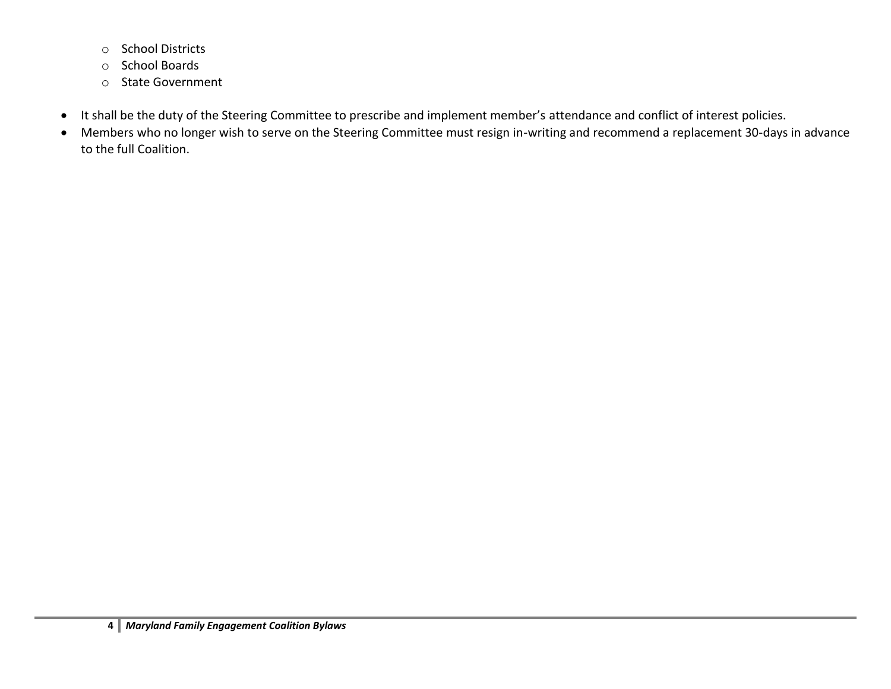- School Districts
  - School Boards
  - State Government

- It shall be the duty of the Steering Committee to prescribe and implement member's attendance and conflict of interest policies.
- Members who no longer wish to serve on the Steering Committee must resign in-writing and recommend a replacement 30-days in advance to the full Coalition.